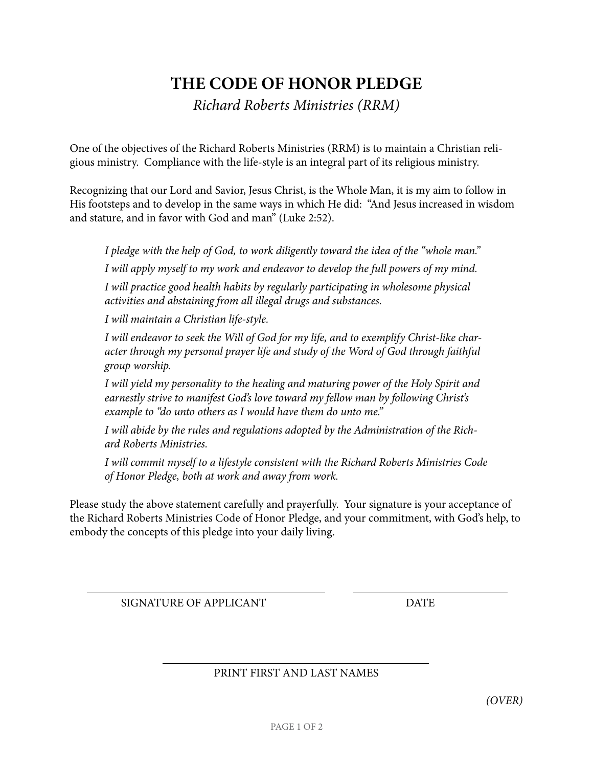# THE CODE OF HONOR PLEDGE

*Richard Roberts Ministries (RRM)*

One of the objectives of the Richard Roberts Ministries (RRM) is to maintain a Christian religious ministry. Compliance with the life-style is an integral part of its religious ministry.

Recognizing that our Lord and Savior, Jesus Christ, is the Whole Man, it is my aim to follow in His footsteps and to develop in the same ways in which He did: "And Jesus increased in wisdom and stature, and in favor with God and man" (Luke 2:52).

> *I pledge with the help of God, to work diligently toward the idea of the "whole man."*
>
> *I will apply myself to my work and endeavor to develop the full powers of my mind.*
>
> *I will practice good health habits by regularly participating in wholesome physical activities and abstaining from all illegal drugs and substances.*
>
> *I will maintain a Christian life-style.*
>
> *I will endeavor to seek the Will of God for my life, and to exemplify Christ-like character through my personal prayer life and study of the Word of God through faithful group worship.*
>
> *I will yield my personality to the healing and maturing power of the Holy Spirit and earnestly strive to manifest God's love toward my fellow man by following Christ's example to "do unto others as I would have them do unto me."*
>
> *I will abide by the rules and regulations adopted by the Administration of the Richard Roberts Ministries.*
>
> *I will commit myself to a lifestyle consistent with the Richard Roberts Ministries Code of Honor Pledge, both at work and away from work.*

Please study the above statement carefully and prayerfully. Your signature is your acceptance of the Richard Roberts Ministries Code of Honor Pledge, and your commitment, with God's help, to embody the concepts of this pledge into your daily living.

\_\_\_\_\_\_\_\_\_\_\_\_\_\_\_\_\_\_\_\_\_\_\_\_\_\_\_\_\_\_\_\_\_\_\_\_\_\_ \_\_\_\_\_\_\_\_\_\_\_\_\_\_\_\_\_\_\_\_\_\_\_\_

SIGNATURE OF APPLICANT DATE

\_\_\_\_\_\_\_\_\_\_\_\_\_\_\_\_\_\_\_\_\_\_\_\_\_\_\_\_\_\_\_\_\_\_\_\_\_\_

PRINT FIRST AND LAST NAMES

*(OVER)*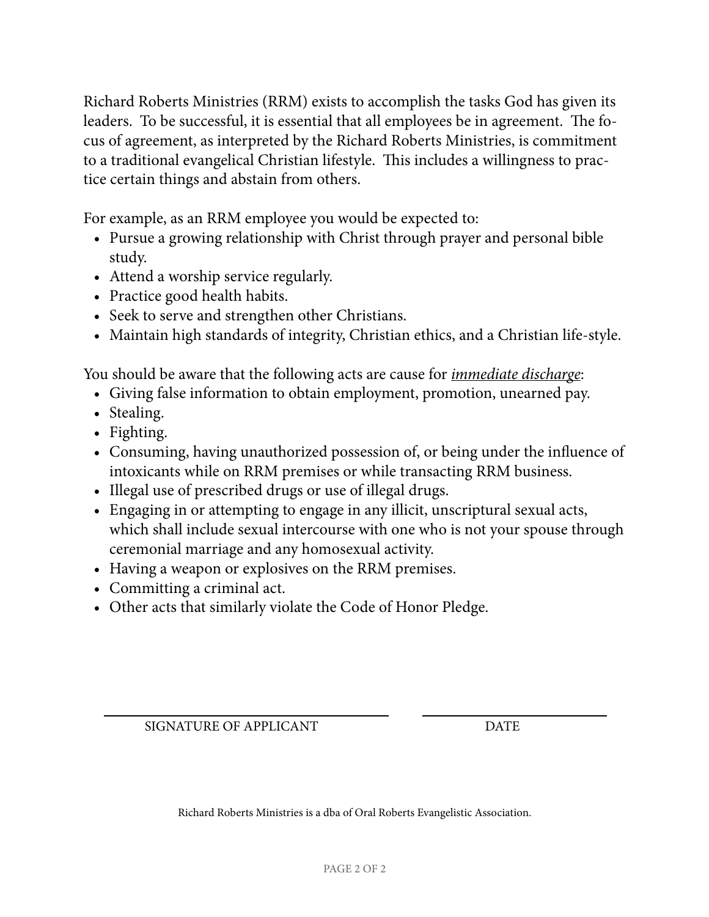Richard Roberts Ministries (RRM) exists to accomplish the tasks God has given its leaders. To be successful, it is essential that all employees be in agreement. The focus of agreement, as interpreted by the Richard Roberts Ministries, is commitment to a traditional evangelical Christian lifestyle. This includes a willingness to practice certain things and abstain from others.

For example, as an RRM employee you would be expected to:

- Pursue a growing relationship with Christ through prayer and personal bible study.
- Attend a worship service regularly.
- Practice good health habits.
- Seek to serve and strengthen other Christians.
- Maintain high standards of integrity, Christian ethics, and a Christian life-style.

You should be aware that the following acts are cause for <u>*immediate discharge*</u>:

- Giving false information to obtain employment, promotion, unearned pay.
- Stealing.
- Fighting.
- Consuming, having unauthorized possession of, or being under the influence of intoxicants while on RRM premises or while transacting RRM business.
- Illegal use of prescribed drugs or use of illegal drugs.
- Engaging in or attempting to engage in any illicit, unscriptural sexual acts, which shall include sexual intercourse with one who is not your spouse through ceremonial marriage and any homosexual activity.
- Having a weapon or explosives on the RRM premises.
- Committing a criminal act.
- Other acts that similarly violate the Code of Honor Pledge.

SIGNATURE OF APPLICANT ____________________ DATE ____________________

Richard Roberts Ministries is a dba of Oral Roberts Evangelistic Association.